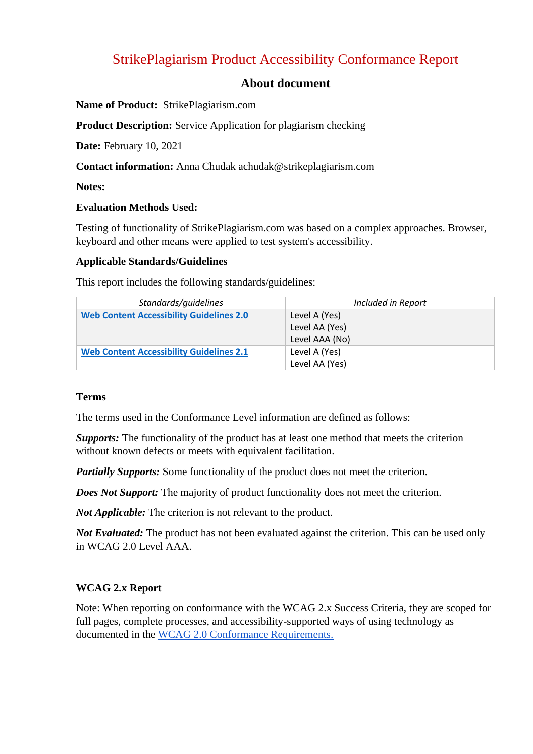# StrikePlagiarism Product Accessibility Conformance Report

## About document

**Name of Product:** StrikePlagiarism.com

**Product Description:** Service Application for plagiarism checking

**Date:** February 10, 2021

**Contact information:** Anna Chudak achudak@strikeplagiarism.com

**Notes:**

**Evaluation Methods Used:**

Testing of functionality of StrikePlagiarism.com was based on a complex approaches. Browser, keyboard and other means were applied to test system's accessibility.

**Applicable Standards/Guidelines**

This report includes the following standards/guidelines:

| *Standards/guidelines* | *Included in Report* |
|---|---|
| **Web Content Accessibility Guidelines 2.0** | Level A (Yes)<br>Level AA (Yes)<br>Level AAA (No) |
| **Web Content Accessibility Guidelines 2.1** | Level A (Yes)<br>Level AA (Yes) |

**Terms**

The terms used in the Conformance Level information are defined as follows:

***Supports:*** The functionality of the product has at least one method that meets the criterion without known defects or meets with equivalent facilitation.

***Partially Supports:*** Some functionality of the product does not meet the criterion.

***Does Not Support:*** The majority of product functionality does not meet the criterion.

***Not Applicable:*** The criterion is not relevant to the product.

***Not Evaluated:*** The product has not been evaluated against the criterion. This can be used only in WCAG 2.0 Level AAA.

**WCAG 2.x Report**

Note: When reporting on conformance with the WCAG 2.x Success Criteria, they are scoped for full pages, complete processes, and accessibility-supported ways of using technology as documented in the WCAG 2.0 Conformance Requirements.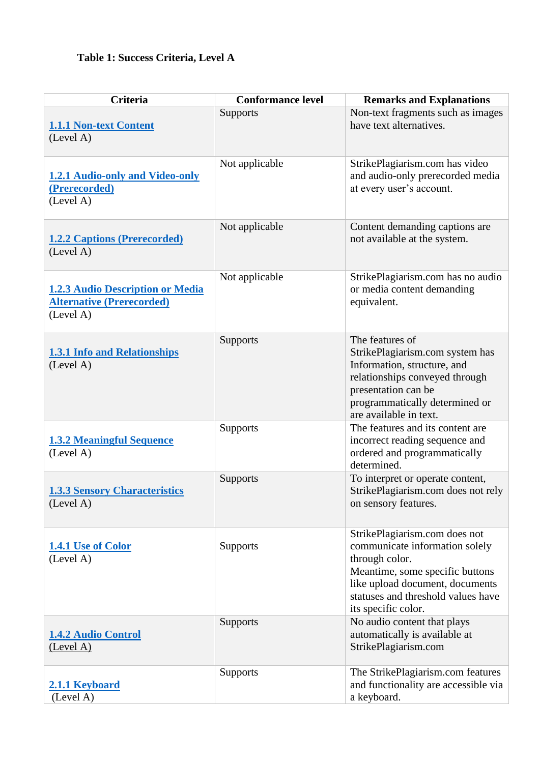**Table 1: Success Criteria, Level A**

| Criteria | Conformance level | Remarks and Explanations |
|---|---|---|
| 1.1.1 Non-text Content (Level A) | Supports | Non-text fragments such as images have text alternatives. |
| 1.2.1 Audio-only and Video-only (Prerecorded) (Level A) | Not applicable | StrikePlagiarism.com has video and audio-only prerecorded media at every user's account. |
| 1.2.2 Captions (Prerecorded) (Level A) | Not applicable | Content demanding captions are not available at the system. |
| 1.2.3 Audio Description or Media Alternative (Prerecorded) (Level A) | Not applicable | StrikePlagiarism.com has no audio or media content demanding equivalent. |
| 1.3.1 Info and Relationships (Level A) | Supports | The features of StrikePlagiarism.com system has Information, structure, and relationships conveyed through presentation can be programmatically determined or are available in text. |
| 1.3.2 Meaningful Sequence (Level A) | Supports | The features and its content are incorrect reading sequence and ordered and programmatically determined. |
| 1.3.3 Sensory Characteristics (Level A) | Supports | To interpret or operate content, StrikePlagiarism.com does not rely on sensory features. |
| 1.4.1 Use of Color (Level A) | Supports | StrikePlagiarism.com does not communicate information solely through color.<br>Meantime, some specific buttons like upload document, documents statuses and threshold values have its specific color. |
| 1.4.2 Audio Control (Level A) | Supports | No audio content that plays automatically is available at StrikePlagiarism.com |
| 2.1.1 Keyboard (Level A) | Supports | The StrikePlagiarism.com features and functionality are accessible via a keyboard. |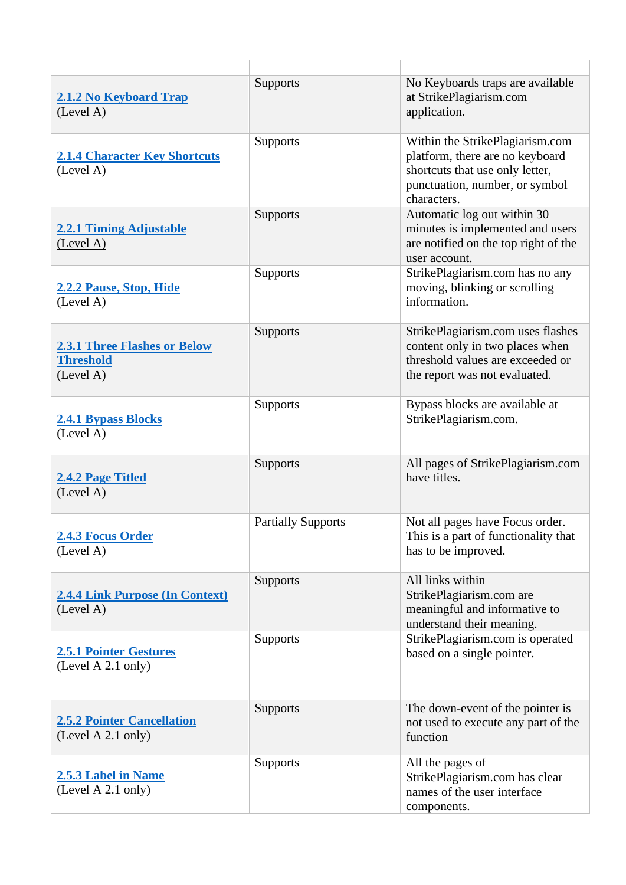| | | |
|---|---|---|
| 2.1.2 No Keyboard Trap (Level A) | Supports | No Keyboards traps are available at StrikePlagiarism.com application. |
| 2.1.4 Character Key Shortcuts (Level A) | Supports | Within the StrikePlagiarism.com platform, there are no keyboard shortcuts that use only letter, punctuation, number, or symbol characters. |
| 2.2.1 Timing Adjustable (Level A) | Supports | Automatic log out within 30 minutes is implemented and users are notified on the top right of the user account. |
| 2.2.2 Pause, Stop, Hide (Level A) | Supports | StrikePlagiarism.com has no any moving, blinking or scrolling information. |
| 2.3.1 Three Flashes or Below Threshold (Level A) | Supports | StrikePlagiarism.com uses flashes content only in two places when threshold values are exceeded or the report was not evaluated. |
| 2.4.1 Bypass Blocks (Level A) | Supports | Bypass blocks are available at StrikePlagiarism.com. |
| 2.4.2 Page Titled (Level A) | Supports | All pages of StrikePlagiarism.com have titles. |
| 2.4.3 Focus Order (Level A) | Partially Supports | Not all pages have Focus order. This is a part of functionality that has to be improved. |
| 2.4.4 Link Purpose (In Context) (Level A) | Supports | All links within StrikePlagiarism.com are meaningful and informative to understand their meaning. |
| 2.5.1 Pointer Gestures (Level A 2.1 only) | Supports | StrikePlagiarism.com is operated based on a single pointer. |
| 2.5.2 Pointer Cancellation (Level A 2.1 only) | Supports | The down-event of the pointer is not used to execute any part of the function |
| 2.5.3 Label in Name (Level A 2.1 only) | Supports | All the pages of StrikePlagiarism.com has clear names of the user interface components. |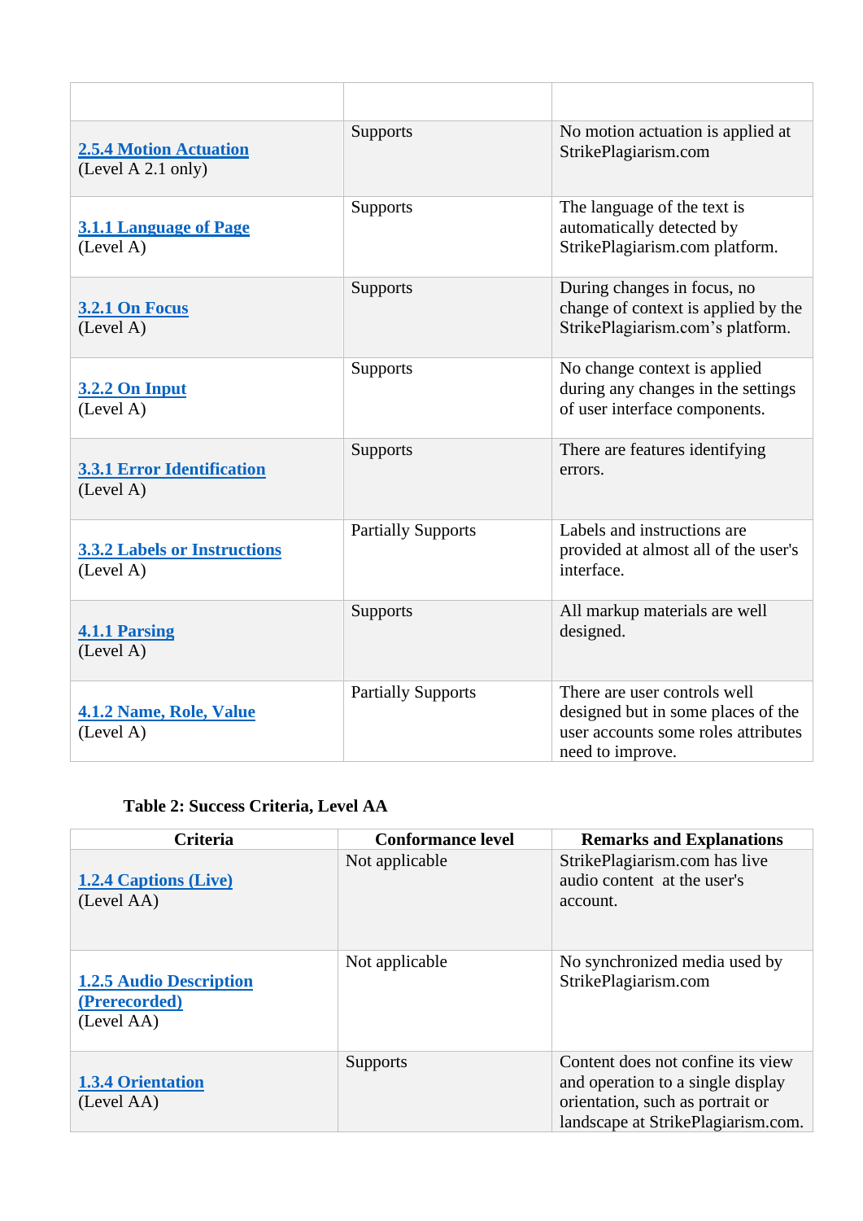| | | |
|---|---|---|
| [2.5.4 Motion Actuation](#) (Level A 2.1 only) | Supports | No motion actuation is applied at StrikePlagiarism.com |
| [3.1.1 Language of Page](#) (Level A) | Supports | The language of the text is automatically detected by StrikePlagiarism.com platform. |
| [3.2.1 On Focus](#) (Level A) | Supports | During changes in focus, no change of context is applied by the StrikePlagiarism.com's platform. |
| [3.2.2 On Input](#) (Level A) | Supports | No change context is applied during any changes in the settings of user interface components. |
| [3.3.1 Error Identification](#) (Level A) | Supports | There are features identifying errors. |
| [3.3.2 Labels or Instructions](#) (Level A) | Partially Supports | Labels and instructions are provided at almost all of the user's interface. |
| [4.1.1 Parsing](#) (Level A) | Supports | All markup materials are well designed. |
| [4.1.2 Name, Role, Value](#) (Level A) | Partially Supports | There are user controls well designed but in some places of the user accounts some roles attributes need to improve. |

**Table 2: Success Criteria, Level AA**

| Criteria | Conformance level | Remarks and Explanations |
|---|---|---|
| [1.2.4 Captions (Live)](#) (Level AA) | Not applicable | StrikePlagiarism.com has live audio content at the user's account. |
| [1.2.5 Audio Description (Prerecorded)](#) (Level AA) | Not applicable | No synchronized media used by StrikePlagiarism.com |
| [1.3.4 Orientation](#) (Level AA) | Supports | Content does not confine its view and operation to a single display orientation, such as portrait or landscape at StrikePlagiarism.com. |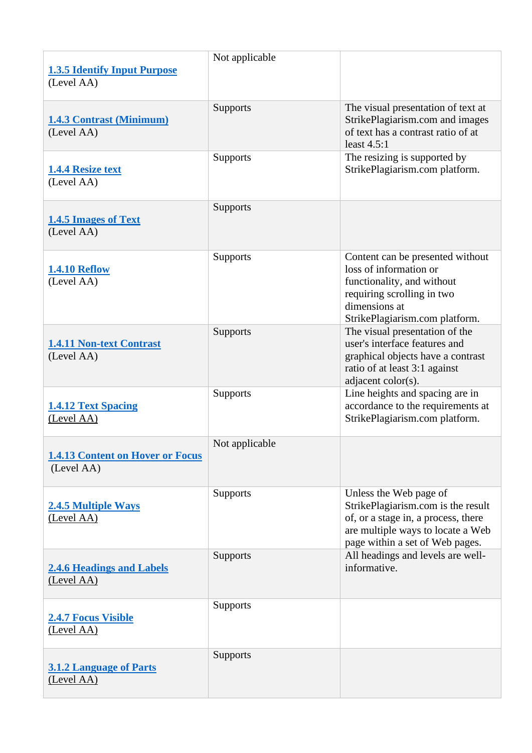| | | |
|---|---|---|
| **1.3.5 Identify Input Purpose** (Level AA) | Not applicable | |
| **1.4.3 Contrast (Minimum)** (Level AA) | Supports | The visual presentation of text at StrikePlagiarism.com and images of text has a contrast ratio of at least 4.5:1 |
| **1.4.4 Resize text** (Level AA) | Supports | The resizing is supported by StrikePlagiarism.com platform. |
| **1.4.5 Images of Text** (Level AA) | Supports | |
| **1.4.10 Reflow** (Level AA) | Supports | Content can be presented without loss of information or functionality, and without requiring scrolling in two dimensions at StrikePlagiarism.com platform. |
| **1.4.11 Non-text Contrast** (Level AA) | Supports | The visual presentation of the user's interface features and graphical objects have a contrast ratio of at least 3:1 against adjacent color(s). |
| **1.4.12 Text Spacing** (Level AA) | Supports | Line heights and spacing are in accordance to the requirements at StrikePlagiarism.com platform. |
| **1.4.13 Content on Hover or Focus** (Level AA) | Not applicable | |
| **2.4.5 Multiple Ways** (Level AA) | Supports | Unless the Web page of StrikePlagiarism.com is the result of, or a stage in, a process, there are multiple ways to locate a Web page within a set of Web pages. |
| **2.4.6 Headings and Labels** (Level AA) | Supports | All headings and levels are well-informative. |
| **2.4.7 Focus Visible** (Level AA) | Supports | |
| **3.1.2 Language of Parts** (Level AA) | Supports | |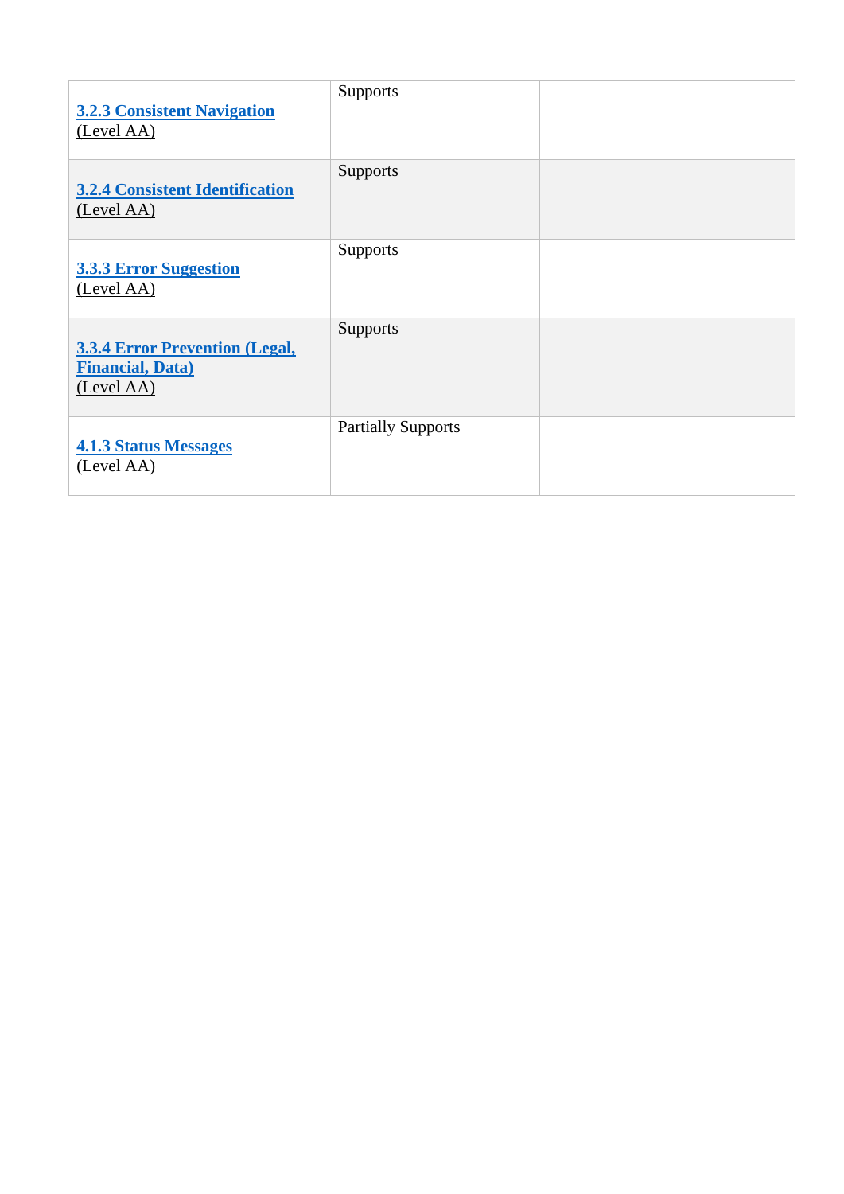| | | |
|---|---|---|
| **3.2.3 Consistent Navigation** (Level AA) | Supports | |
| **3.2.4 Consistent Identification** (Level AA) | Supports | |
| **3.3.3 Error Suggestion** (Level AA) | Supports | |
| **3.3.4 Error Prevention (Legal, Financial, Data)** (Level AA) | Supports | |
| **4.1.3 Status Messages** (Level AA) | Partially Supports | |